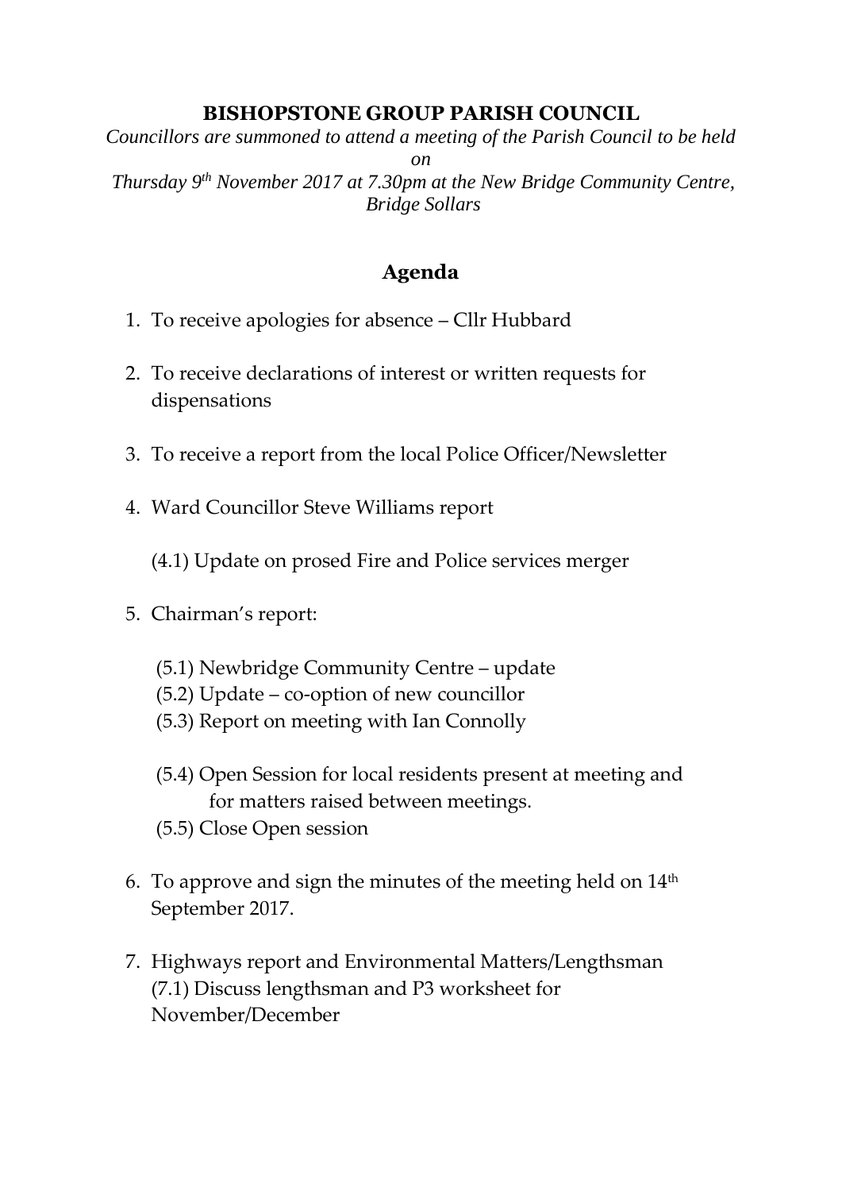# BISHOPSTONE GROUP PARISH COUNCIL

*Councillors are summoned to attend a meeting of the Parish Council to be held on*
*Thursday 9th November 2017 at 7.30pm at the New Bridge Community Centre, Bridge Sollars*

## Agenda

1. To receive apologies for absence – Cllr Hubbard

2. To receive declarations of interest or written requests for dispensations

3. To receive a report from the local Police Officer/Newsletter

4. Ward Councillor Steve Williams report

   (4.1) Update on prosed Fire and Police services merger

5. Chairman's report:

   (5.1) Newbridge Community Centre – update
   (5.2) Update – co-option of new councillor
   (5.3) Report on meeting with Ian Connolly

   (5.4) Open Session for local residents present at meeting and for matters raised between meetings.
   (5.5) Close Open session

6. To approve and sign the minutes of the meeting held on 14th September 2017.

7. Highways report and Environmental Matters/Lengthsman
   (7.1) Discuss lengthsman and P3 worksheet for November/December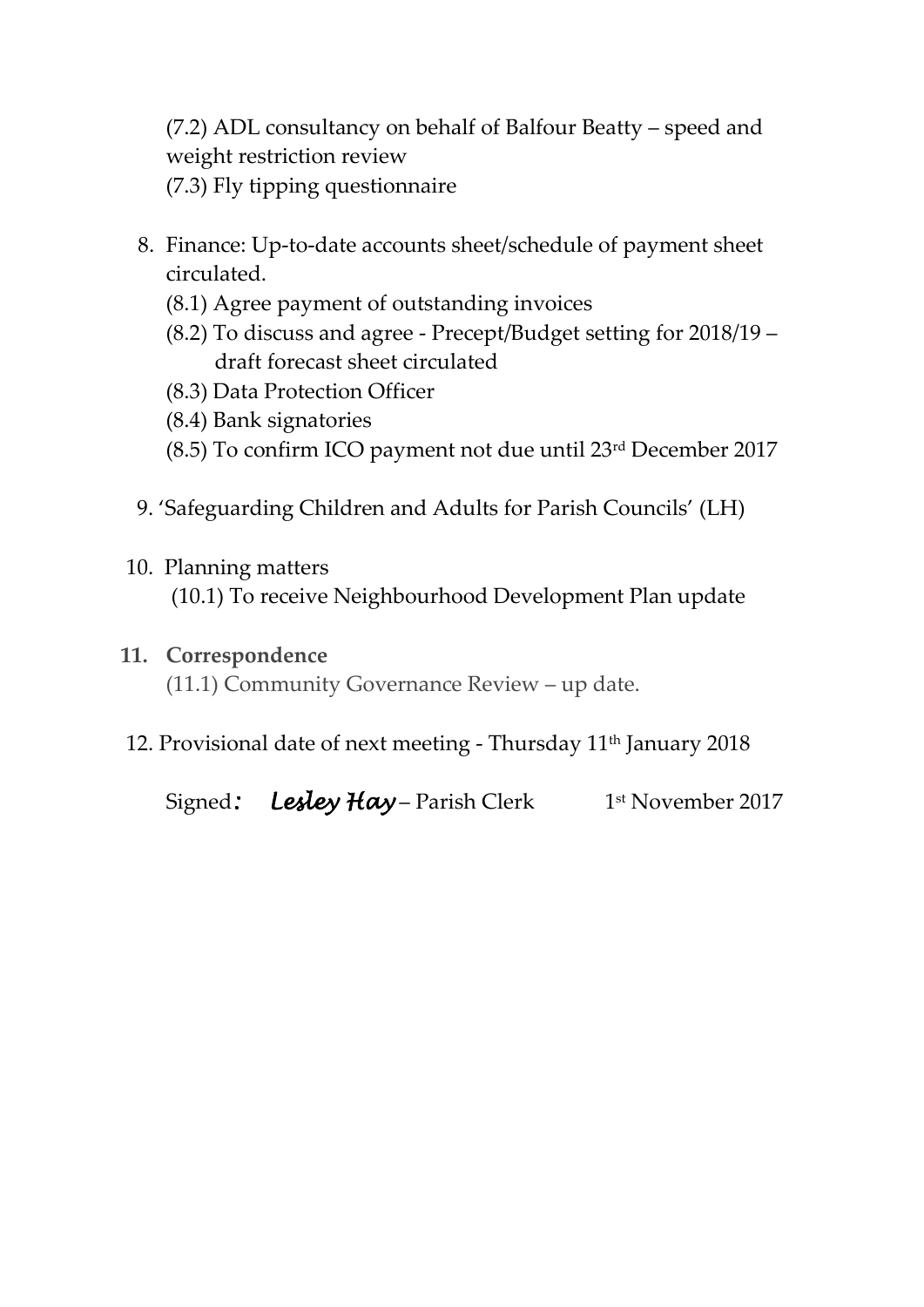(7.2) ADL consultancy on behalf of Balfour Beatty – speed and weight restriction review

(7.3) Fly tipping questionnaire

8. Finance: Up-to-date accounts sheet/schedule of payment sheet circulated.
   - (8.1) Agree payment of outstanding invoices
   - (8.2) To discuss and agree - Precept/Budget setting for 2018/19 – draft forecast sheet circulated
   - (8.3) Data Protection Officer
   - (8.4) Bank signatories
   - (8.5) To confirm ICO payment not due until 23rd December 2017

9. 'Safeguarding Children and Adults for Parish Councils' (LH)

10. Planning matters
    - (10.1) To receive Neighbourhood Development Plan update

11. **Correspondence**
    - (11.1) Community Governance Review – up date.

12. Provisional date of next meeting - Thursday 11th January 2018

Signed: *Lesley Hay* – Parish Clerk 1st November 2017